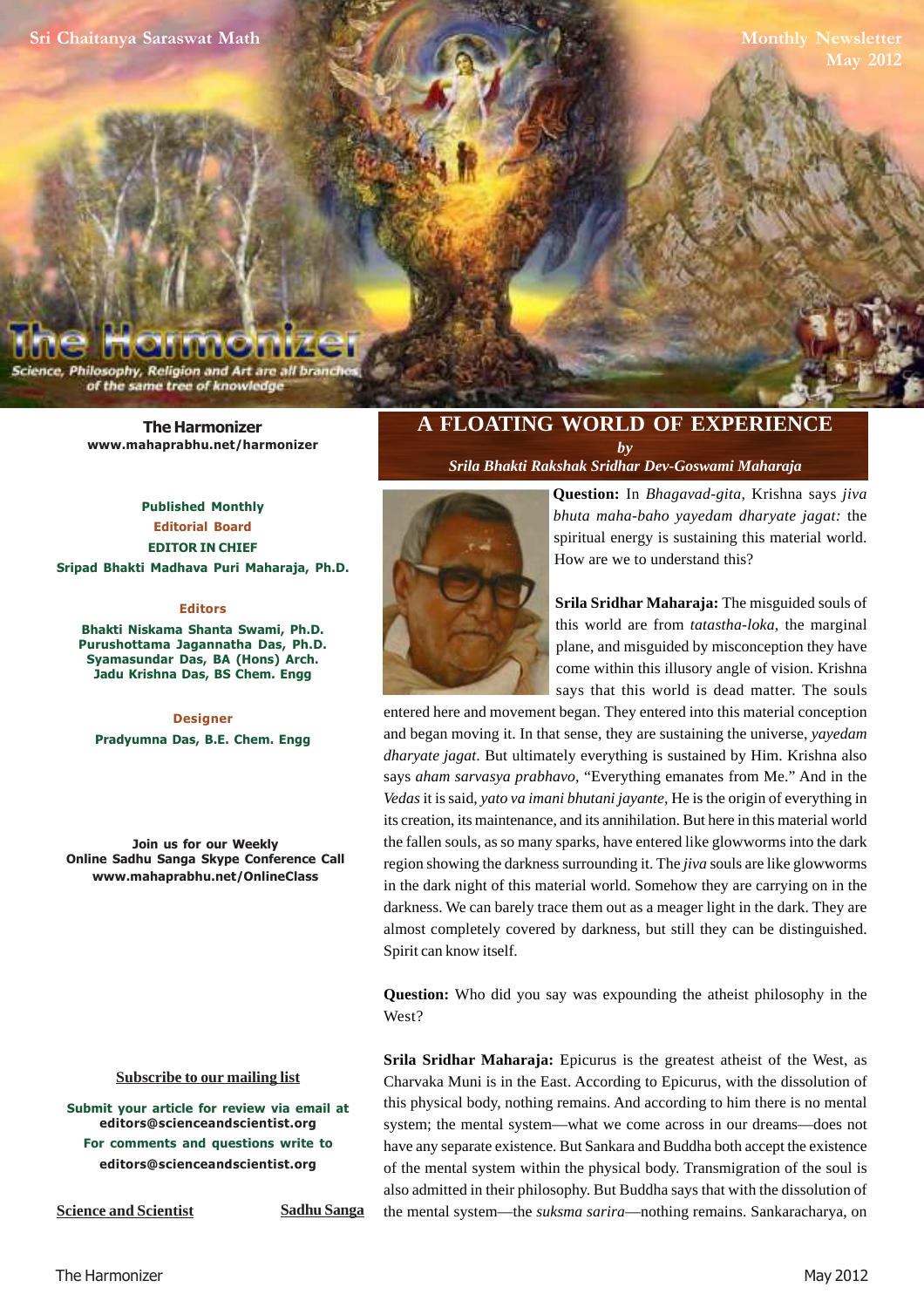Sri Chaitanya Saraswat Math

Monthly Newsletter
May 2012

# The Harmonizer

Science, Philosophy, Religion and Art are all branches of the same tree of knowledge

**The Harmonizer**
**www.mahaprabhu.net/harmonizer**

**Published Monthly**
**Editorial Board**
**EDITOR IN CHIEF**
**Sripad Bhakti Madhava Puri Maharaja, Ph.D.**

**Editors**
**Bhakti Niskama Shanta Swami, Ph.D.**
**Purushottama Jagannatha Das, Ph.D.**
**Syamasundar Das, BA (Hons) Arch.**
**Jadu Krishna Das, BS Chem. Engg**

**Designer**
**Pradyumna Das, B.E. Chem. Engg**

**Join us for our Weekly Online Sadhu Sanga Skype Conference Call**
**www.mahaprabhu.net/OnlineClass**

Subscribe to our mailing list

**Submit your article for review via email at editors@scienceandscientist.org**
**For comments and questions write to editors@scienceandscientist.org**

Science and Scientist

Sadhu Sanga

## A FLOATING WORLD OF EXPERIENCE

*by*
*Srila Bhakti Rakshak Sridhar Dev-Goswami Maharaja*

**Question:** In *Bhagavad-gita*, Krishna says *jiva bhuta maha-baho yayedam dharyate jagat:* the spiritual energy is sustaining this material world. How are we to understand this?

**Srila Sridhar Maharaja:** The misguided souls of this world are from *tatastha-loka*, the marginal plane, and misguided by misconception they have come within this illusory angle of vision. Krishna says that this world is dead matter. The souls entered here and movement began. They entered into this material conception and began moving it. In that sense, they are sustaining the universe, *yayedam dharyate jagat*. But ultimately everything is sustained by Him. Krishna also says *aham sarvasya prabhavo*, "Everything emanates from Me." And in the *Vedas* it is said, *yato va imani bhutani jayante*, He is the origin of everything in its creation, its maintenance, and its annihilation. But here in this material world the fallen souls, as so many sparks, have entered like glowworms into the dark region showing the darkness surrounding it. The *jiva* souls are like glowworms in the dark night of this material world. Somehow they are carrying on in the darkness. We can barely trace them out as a meager light in the dark. They are almost completely covered by darkness, but still they can be distinguished. Spirit can know itself.

**Question:** Who did you say was expounding the atheist philosophy in the West?

**Srila Sridhar Maharaja:** Epicurus is the greatest atheist of the West, as Charvaka Muni is in the East. According to Epicurus, with the dissolution of this physical body, nothing remains. And according to him there is no mental system; the mental system—what we come across in our dreams—does not have any separate existence. But Sankara and Buddha both accept the existence of the mental system within the physical body. Transmigration of the soul is also admitted in their philosophy. But Buddha says that with the dissolution of the mental system—the *suksma sarira*—nothing remains. Sankaracharya, on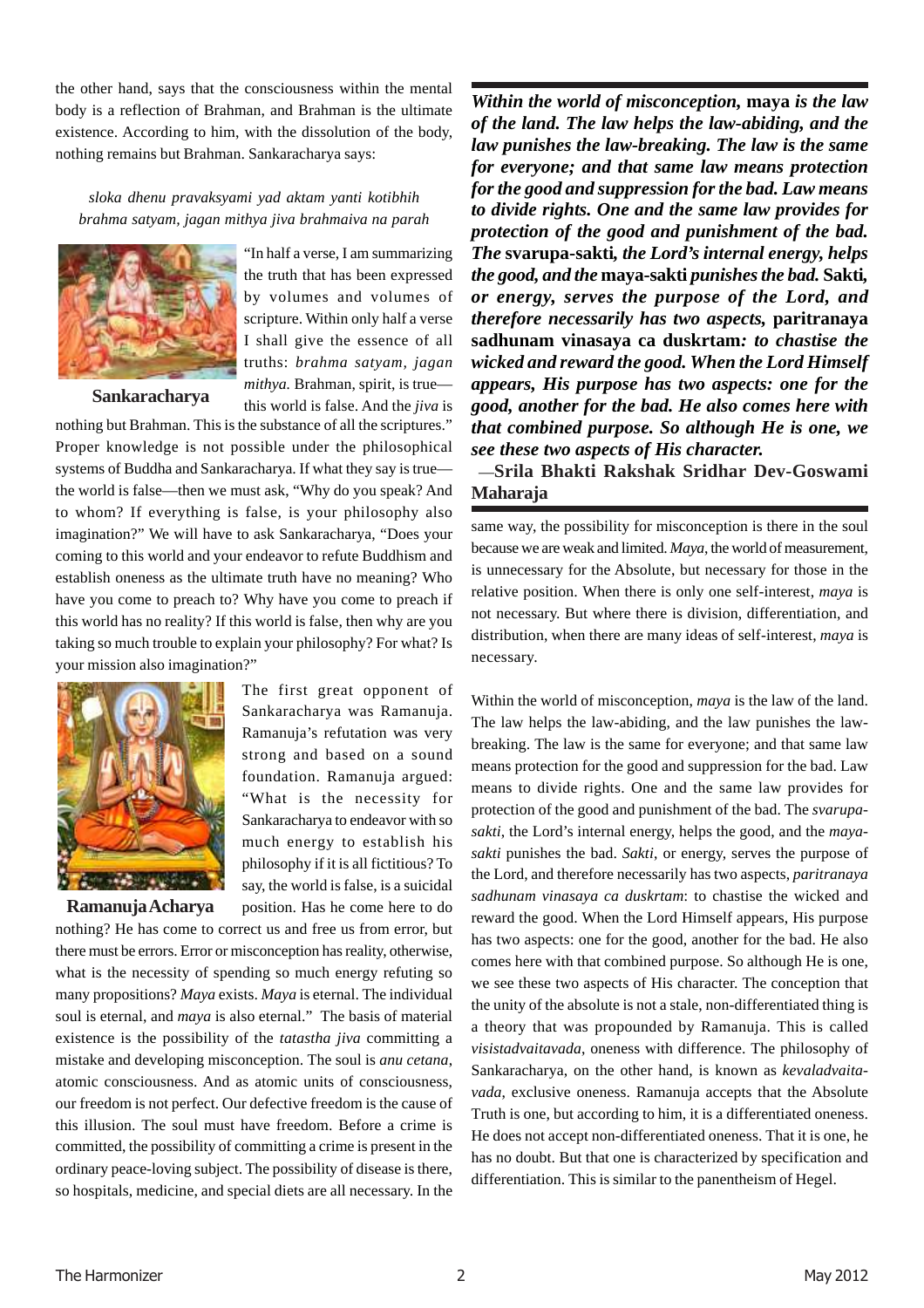the other hand, says that the consciousness within the mental body is a reflection of Brahman, and Brahman is the ultimate existence. According to him, with the dissolution of the body, nothing remains but Brahman. Sankaracharya says:

*sloka dhenu pravaksyami yad aktam yanti kotibhih*
*brahma satyam, jagan mithya jiva brahmaiva na parah*

**Sankaracharya**

"In half a verse, I am summarizing the truth that has been expressed by volumes and volumes of scripture. Within only half a verse I shall give the essence of all truths: *brahma satyam, jagan mithya.* Brahman, spirit, is true—this world is false. And the *jiva* is nothing but Brahman. This is the substance of all the scriptures." Proper knowledge is not possible under the philosophical systems of Buddha and Sankaracharya. If what they say is true—the world is false—then we must ask, "Why do you speak? And to whom? If everything is false, is your philosophy also imagination?" We will have to ask Sankaracharya, "Does your coming to this world and your endeavor to refute Buddhism and establish oneness as the ultimate truth have no meaning? Who have you come to preach to? Why have you come to preach if this world has no reality? If this world is false, then why are you taking so much trouble to explain your philosophy? For what? Is your mission also imagination?"

**Ramanuja Acharya**

The first great opponent of Sankaracharya was Ramanuja. Ramanuja's refutation was very strong and based on a sound foundation. Ramanuja argued: "What is the necessity for Sankaracharya to endeavor with so much energy to establish his philosophy if it is all fictitious? To say, the world is false, is a suicidal position. Has he come here to do nothing? He has come to correct us and free us from error, but there must be errors. Error or misconception has reality, otherwise, what is the necessity of spending so much energy refuting so many propositions? *Maya* exists. *Maya* is eternal. The individual soul is eternal, and *maya* is also eternal." The basis of material existence is the possibility of the *tatastha jiva* committing a mistake and developing misconception. The soul is *anu cetana*, atomic consciousness. And as atomic units of consciousness, our freedom is not perfect. Our defective freedom is the cause of this illusion. The soul must have freedom. Before a crime is committed, the possibility of committing a crime is present in the ordinary peace-loving subject. The possibility of disease is there, so hospitals, medicine, and special diets are all necessary. In the same way, the possibility for misconception is there in the soul because we are weak and limited. *Maya*, the world of measurement, is unnecessary for the Absolute, but necessary for those in the relative position. When there is only one self-interest, *maya* is not necessary. But where there is division, differentiation, and distribution, when there are many ideas of self-interest, *maya* is necessary.

> ***Within the world of misconception,* maya *is the law of the land. The law helps the law-abiding, and the law punishes the law-breaking. The law is the same for everyone; and that same law means protection for the good and suppression for the bad. Law means to divide rights. One and the same law provides for protection of the good and punishment of the bad. The* svarupa-sakti*, the Lord's internal energy, helps the good, and the* maya-sakti *punishes the bad.* Sakti*, or energy, serves the purpose of the Lord, and therefore necessarily has two aspects,* paritranaya sadhunam vinasaya ca duskrtam*: to chastise the wicked and reward the good. When the Lord Himself appears, His purpose has two aspects: one for the good, another for the bad. He also comes here with that combined purpose. So although He is one, we see these two aspects of His character.***
>
> —**Srila Bhakti Rakshak Sridhar Dev-Goswami Maharaja**

Within the world of misconception, *maya* is the law of the land. The law helps the law-abiding, and the law punishes the law-breaking. The law is the same for everyone; and that same law means protection for the good and suppression for the bad. Law means to divide rights. One and the same law provides for protection of the good and punishment of the bad. The *svarupa-sakti*, the Lord's internal energy, helps the good, and the *maya-sakti* punishes the bad. *Sakti*, or energy, serves the purpose of the Lord, and therefore necessarily has two aspects, *paritranaya sadhunam vinasaya ca duskrtam*: to chastise the wicked and reward the good. When the Lord Himself appears, His purpose has two aspects: one for the good, another for the bad. He also comes here with that combined purpose. So although He is one, we see these two aspects of His character. The conception that the unity of the absolute is not a stale, non-differentiated thing is a theory that was propounded by Ramanuja. This is called *visistadvaitavada*, oneness with difference. The philosophy of Sankaracharya, on the other hand, is known as *kevaladvaita-vada*, exclusive oneness. Ramanuja accepts that the Absolute Truth is one, but according to him, it is a differentiated oneness. He does not accept non-differentiated oneness. That it is one, he has no doubt. But that one is characterized by specification and differentiation. This is similar to the panentheism of Hegel.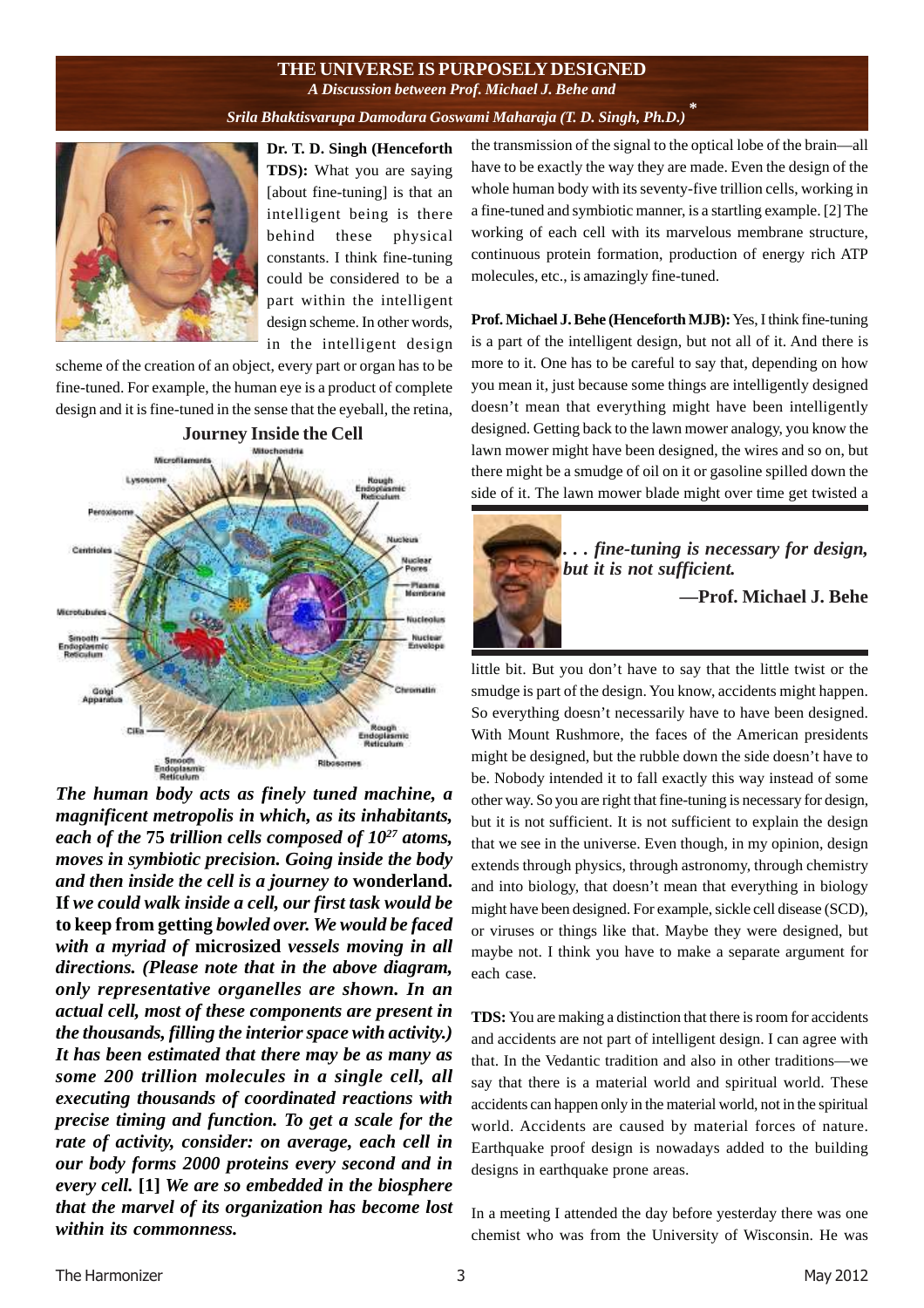# THE UNIVERSE IS PURPOSELY DESIGNED

*A Discussion between Prof. Michael J. Behe and*

*Srila Bhaktisvarupa Damodara Goswami Maharaja (T. D. Singh, Ph.D.)* *

**Dr. T. D. Singh (Henceforth TDS):** What you are saying [about fine-tuning] is that an intelligent being is there behind these physical constants. I think fine-tuning could be considered to be a part within the intelligent design scheme. In other words, in the intelligent design scheme of the creation of an object, every part or organ has to be fine-tuned. For example, the human eye is a product of complete design and it is fine-tuned in the sense that the eyeball, the retina, the transmission of the signal to the optical lobe of the brain—all have to be exactly the way they are made. Even the design of the whole human body with its seventy-five trillion cells, working in a fine-tuned and symbiotic manner, is a startling example. [2] The working of each cell with its marvelous membrane structure, continuous protein formation, production of energy rich ATP molecules, etc., is amazingly fine-tuned.

**Journey Inside the Cell**

Mitochondria, Microfilaments, Lysosome, Peroxisome, Centrioles, Microtubules, Smooth Endoplasmic Reticulum, Golgi Apparatus, Cilia, Smooth Endoplasmic Reticulum, Ribosomes, Rough Endoplasmic Reticulum, Chromatin, Nuclear Envelope, Nucleolus, Plasma Membrane, Nuclear Pores, Nucleus, Rough Endoplasmic Reticulum

***The human body acts as finely tuned machine, a magnificent metropolis in which, as its inhabitants, each of the* 75 *trillion cells composed of* $10^{27}$ *atoms, moves in symbiotic precision. Going inside the body and then inside the cell is a journey to* wonderland. If *we could walk inside a cell, our first task would be* to keep from getting *bowled over. We would be faced with a myriad of* microsized *vessels moving in all directions. (Please note that in the above diagram, only representative organelles are shown. In an actual cell, most of these components are present in the thousands, filling the interior space with activity.) It has been estimated that there may be as many as some 200 trillion molecules in a single cell, all executing thousands of coordinated reactions with precise timing and function. To get a scale for the rate of activity, consider: on average, each cell in our body forms 2000 proteins every second and in every cell.* [1] *We are so embedded in the biosphere that the marvel of its organization has become lost within its commonness.***

**Prof. Michael J. Behe (Henceforth MJB):** Yes, I think fine-tuning is a part of the intelligent design, but not all of it. And there is more to it. One has to be careful to say that, depending on how you mean it, just because some things are intelligently designed doesn't mean that everything might have been intelligently designed. Getting back to the lawn mower analogy, you know the lawn mower might have been designed, the wires and so on, but there might be a smudge of oil on it or gasoline spilled down the side of it. The lawn mower blade might over time get twisted a little bit. But you don't have to say that the little twist or the smudge is part of the design. You know, accidents might happen. So everything doesn't necessarily have to have been designed. With Mount Rushmore, the faces of the American presidents might be designed, but the rubble down the side doesn't have to be. Nobody intended it to fall exactly this way instead of some other way. So you are right that fine-tuning is necessary for design, but it is not sufficient. It is not sufficient to explain the design that we see in the universe. Even though, in my opinion, design extends through physics, through astronomy, through chemistry and into biology, that doesn't mean that everything in biology might have been designed. For example, sickle cell disease (SCD), or viruses or things like that. Maybe they were designed, but maybe not. I think you have to make a separate argument for each case.

> ***. . . fine-tuning is necessary for design, but it is not sufficient.***
>
> **—Prof. Michael J. Behe**

**TDS:** You are making a distinction that there is room for accidents and accidents are not part of intelligent design. I can agree with that. In the Vedantic tradition and also in other traditions—we say that there is a material world and spiritual world. These accidents can happen only in the material world, not in the spiritual world. Accidents are caused by material forces of nature. Earthquake proof design is nowadays added to the building designs in earthquake prone areas.

In a meeting I attended the day before yesterday there was one chemist who was from the University of Wisconsin. He was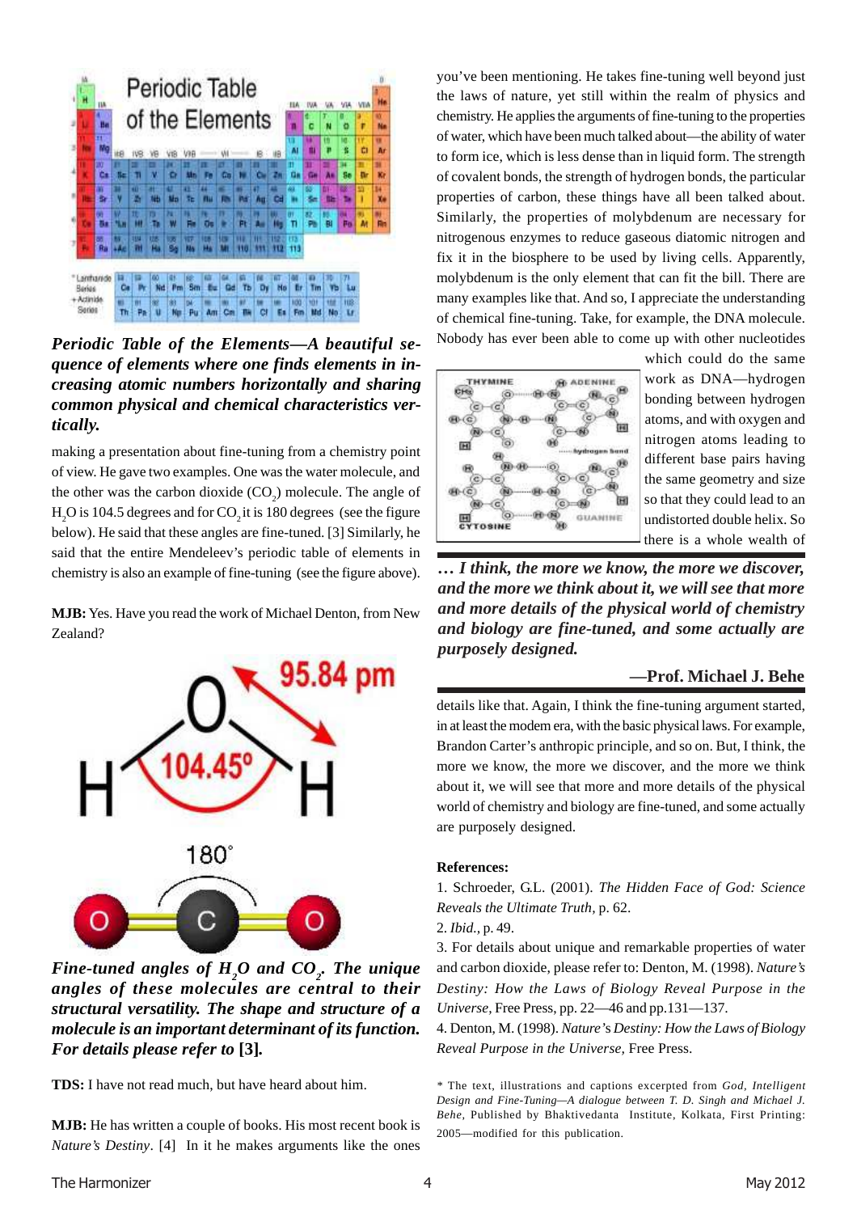***Periodic Table of the Elements—A beautiful sequence of elements where one finds elements in increasing atomic numbers horizontally and sharing common physical and chemical characteristics vertically.***

making a presentation about fine-tuning from a chemistry point of view. He gave two examples. One was the water molecule, and the other was the carbon dioxide ($CO_2$) molecule. The angle of $H_2O$ is 104.5 degrees and for $CO_2$ it is 180 degrees (see the figure below). He said that these angles are fine-tuned. [3] Similarly, he said that the entire Mendeleev's periodic table of elements in chemistry is also an example of fine-tuning (see the figure above).

**MJB:** Yes. Have you read the work of Michael Denton, from New Zealand?

***Fine-tuned angles of $H_2O$ and $CO_2$. The unique angles of these molecules are central to their structural versatility. The shape and structure of a molecule is an important determinant of its function. For details please refer to* [3].**

**TDS:** I have not read much, but have heard about him.

**MJB:** He has written a couple of books. His most recent book is *Nature's Destiny*. [4] In it he makes arguments like the ones you've been mentioning. He takes fine-tuning well beyond just the laws of nature, yet still within the realm of physics and chemistry. He applies the arguments of fine-tuning to the properties of water, which have been much talked about—the ability of water to form ice, which is less dense than in liquid form. The strength of covalent bonds, the strength of hydrogen bonds, the particular properties of carbon, these things have all been talked about. Similarly, the properties of molybdenum are necessary for nitrogenous enzymes to reduce gaseous diatomic nitrogen and fix it in the biosphere to be used by living cells. Apparently, molybdenum is the only element that can fit the bill. There are many examples like that. And so, I appreciate the understanding of chemical fine-tuning. Take, for example, the DNA molecule. Nobody has ever been able to come up with other nucleotides which could do the same work as DNA—hydrogen bonding between hydrogen atoms, and with oxygen and nitrogen atoms leading to different base pairs having the same geometry and size so that they could lead to an undistorted double helix. So there is a whole wealth of details like that. Again, I think the fine-tuning argument started, in at least the modern era, with the basic physical laws. For example, Brandon Carter's anthropic principle, and so on. But, I think, the more we know, the more we discover, and the more we think about it, we will see that more and more details of the physical world of chemistry and biology are fine-tuned, and some actually are purposely designed.

> ***... I think, the more we know, the more we discover, and the more we think about it, we will see that more and more details of the physical world of chemistry and biology are fine-tuned, and some actually are purposely designed.***
>
> **—Prof. Michael J. Behe**

**References:**

1. Schroeder, G.L. (2001). *The Hidden Face of God: Science Reveals the Ultimate Truth*, p. 62.
2. *Ibid.*, p. 49.
3. For details about unique and remarkable properties of water and carbon dioxide, please refer to: Denton, M. (1998). *Nature's Destiny: How the Laws of Biology Reveal Purpose in the Universe*, Free Press, pp. 22—46 and pp.131—137.
4. Denton, M. (1998). *Nature's Destiny: How the Laws of Biology Reveal Purpose in the Universe*, Free Press.

* The text, illustrations and captions excerpted from *God, Intelligent Design and Fine-Tuning—A dialogue between T. D. Singh and Michael J. Behe*, Published by Bhaktivedanta Institute, Kolkata, First Printing: 2005—modified for this publication.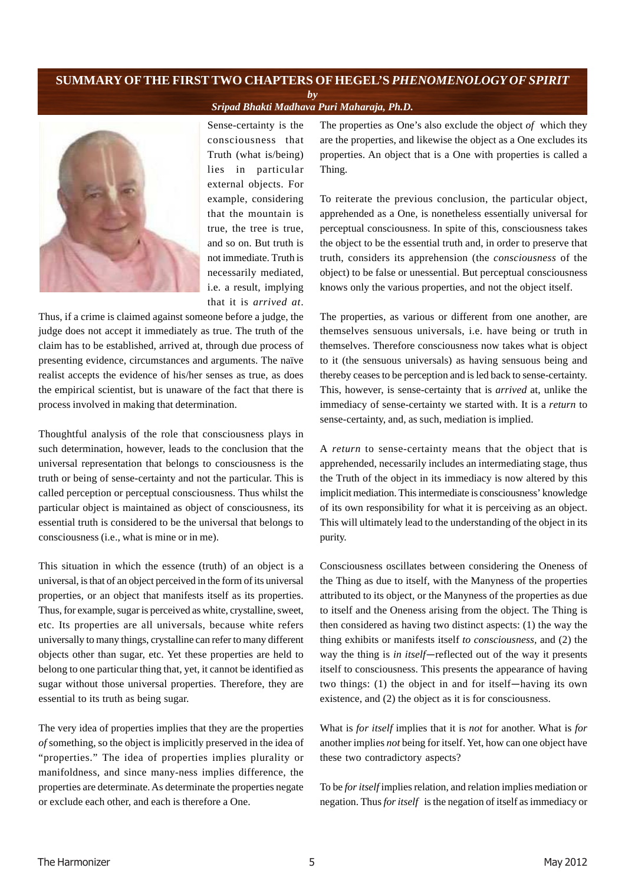# SUMMARY OF THE FIRST TWO CHAPTERS OF HEGEL'S *PHENOMENOLOGY OF SPIRIT*

***by***

***Sripad Bhakti Madhava Puri Maharaja, Ph.D.***

Sense-certainty is the consciousness that Truth (what is/being) lies in particular external objects. For example, considering that the mountain is true, the tree is true, and so on. But truth is not immediate. Truth is necessarily mediated, i.e. a result, implying that it is *arrived at*. Thus, if a crime is claimed against someone before a judge, the judge does not accept it immediately as true. The truth of the claim has to be established, arrived at, through due process of presenting evidence, circumstances and arguments. The naïve realist accepts the evidence of his/her senses as true, as does the empirical scientist, but is unaware of the fact that there is process involved in making that determination.

Thoughtful analysis of the role that consciousness plays in such determination, however, leads to the conclusion that the universal representation that belongs to consciousness is the truth or being of sense-certainty and not the particular. This is called perception or perceptual consciousness. Thus whilst the particular object is maintained as object of consciousness, its essential truth is considered to be the universal that belongs to consciousness (i.e., what is mine or in me).

This situation in which the essence (truth) of an object is a universal, is that of an object perceived in the form of its universal properties, or an object that manifests itself as its properties. Thus, for example, sugar is perceived as white, crystalline, sweet, etc. Its properties are all universals, because white refers universally to many things, crystalline can refer to many different objects other than sugar, etc. Yet these properties are held to belong to one particular thing that, yet, it cannot be identified as sugar without those universal properties. Therefore, they are essential to its truth as being sugar.

The very idea of properties implies that they are the properties *of* something, so the object is implicitly preserved in the idea of "properties." The idea of properties implies plurality or manifoldness, and since many-ness implies difference, the properties are determinate. As determinate the properties negate or exclude each other, and each is therefore a One.

The properties as One's also exclude the object *of* which they are the properties, and likewise the object as a One excludes its properties. An object that is a One with properties is called a Thing.

To reiterate the previous conclusion, the particular object, apprehended as a One, is nonetheless essentially universal for perceptual consciousness. In spite of this, consciousness takes the object to be the essential truth and, in order to preserve that truth, considers its apprehension (the *consciousness* of the object) to be false or unessential. But perceptual consciousness knows only the various properties, and not the object itself.

The properties, as various or different from one another, are themselves sensuous universals, i.e. have being or truth in themselves. Therefore consciousness now takes what is object to it (the sensuous universals) as having sensuous being and thereby ceases to be perception and is led back to sense-certainty. This, however, is sense-certainty that is *arrived* at, unlike the immediacy of sense-certainty we started with. It is a *return* to sense-certainty, and, as such, mediation is implied.

A *return* to sense-certainty means that the object that is apprehended, necessarily includes an intermediating stage, thus the Truth of the object in its immediacy is now altered by this implicit mediation. This intermediate is consciousness' knowledge of its own responsibility for what it is perceiving as an object. This will ultimately lead to the understanding of the object in its purity.

Consciousness oscillates between considering the Oneness of the Thing as due to itself, with the Manyness of the properties attributed to its object, or the Manyness of the properties as due to itself and the Oneness arising from the object. The Thing is then considered as having two distinct aspects: (1) the way the thing exhibits or manifests itself *to consciousness*, and (2) the way the thing is *in itself*—reflected out of the way it presents itself to consciousness. This presents the appearance of having two things: (1) the object in and for itself—having its own existence, and (2) the object as it is for consciousness.

What is *for itself* implies that it is *not* for another. What is *for* another implies *not* being for itself. Yet, how can one object have these two contradictory aspects?

To be *for itself* implies relation, and relation implies mediation or negation. Thus *for itself* is the negation of itself as immediacy or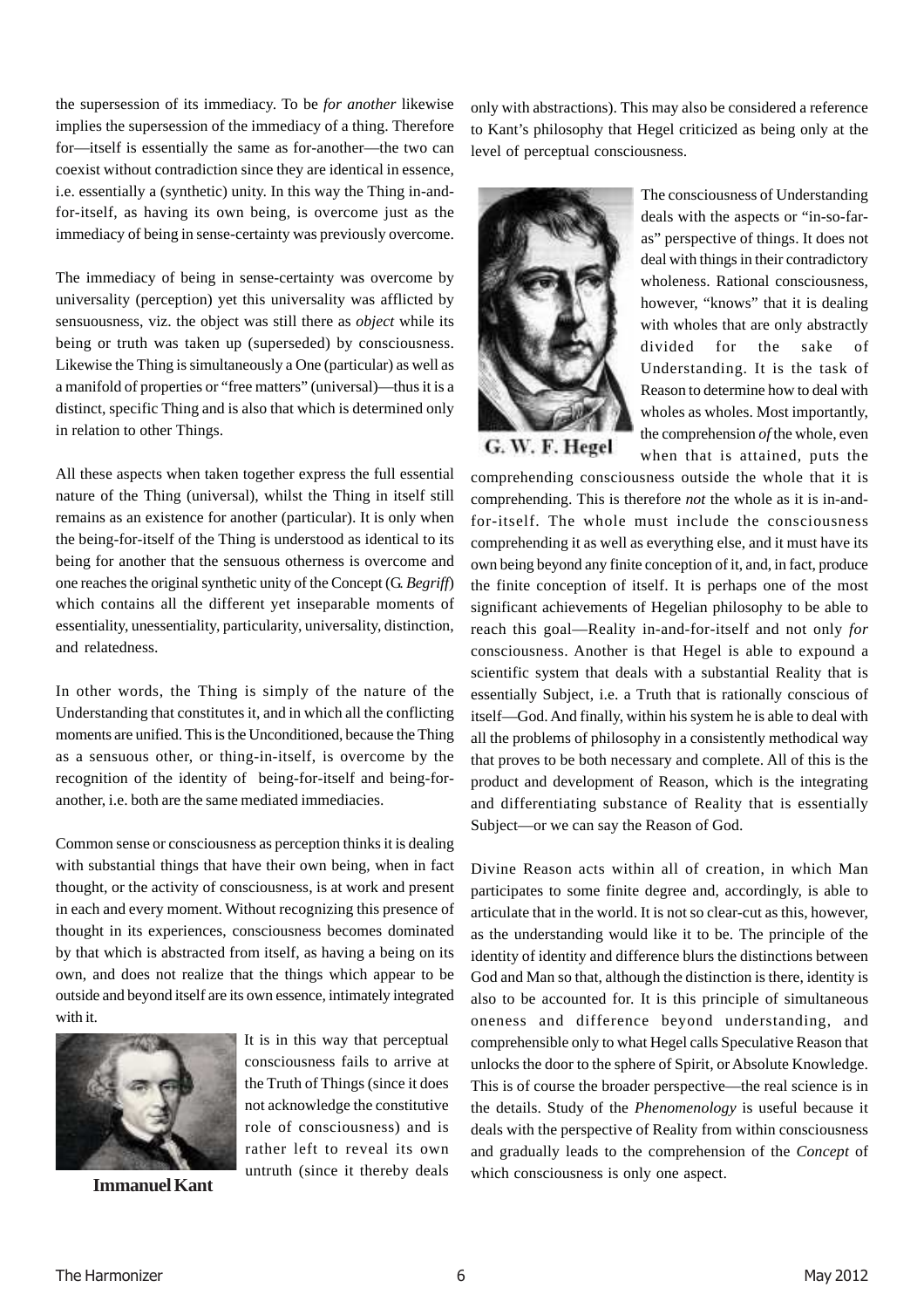the supersession of its immediacy. To be *for another* likewise implies the supersession of the immediacy of a thing. Therefore for—itself is essentially the same as for-another—the two can coexist without contradiction since they are identical in essence, i.e. essentially a (synthetic) unity. In this way the Thing in-and-for-itself, as having its own being, is overcome just as the immediacy of being in sense-certainty was previously overcome.

The immediacy of being in sense-certainty was overcome by universality (perception) yet this universality was afflicted by sensuousness, viz. the object was still there as *object* while its being or truth was taken up (superseded) by consciousness. Likewise the Thing is simultaneously a One (particular) as well as a manifold of properties or "free matters" (universal)—thus it is a distinct, specific Thing and is also that which is determined only in relation to other Things.

All these aspects when taken together express the full essential nature of the Thing (universal), whilst the Thing in itself still remains as an existence for another (particular). It is only when the being-for-itself of the Thing is understood as identical to its being for another that the sensuous otherness is overcome and one reaches the original synthetic unity of the Concept (G. *Begriff*) which contains all the different yet inseparable moments of essentiality, unessentiality, particularity, universality, distinction, and relatedness.

In other words, the Thing is simply of the nature of the Understanding that constitutes it, and in which all the conflicting moments are unified. This is the Unconditioned, because the Thing as a sensuous other, or thing-in-itself, is overcome by the recognition of the identity of being-for-itself and being-for-another, i.e. both are the same mediated immediacies.

Common sense or consciousness as perception thinks it is dealing with substantial things that have their own being, when in fact thought, or the activity of consciousness, is at work and present in each and every moment. Without recognizing this presence of thought in its experiences, consciousness becomes dominated by that which is abstracted from itself, as having a being on its own, and does not realize that the things which appear to be outside and beyond itself are its own essence, intimately integrated with it.

**Immanuel Kant**

It is in this way that perceptual consciousness fails to arrive at the Truth of Things (since it does not acknowledge the constitutive role of consciousness) and is rather left to reveal its own untruth (since it thereby deals only with abstractions). This may also be considered a reference to Kant's philosophy that Hegel criticized as being only at the level of perceptual consciousness.

**G. W. F. Hegel**

The consciousness of Understanding deals with the aspects or "in-so-far-as" perspective of things. It does not deal with things in their contradictory wholeness. Rational consciousness, however, "knows" that it is dealing with wholes that are only abstractly divided for the sake of Understanding. It is the task of Reason to determine how to deal with wholes as wholes. Most importantly, the comprehension *of* the whole, even when that is attained, puts the comprehending consciousness outside the whole that it is comprehending. This is therefore *not* the whole as it is in-and-for-itself. The whole must include the consciousness comprehending it as well as everything else, and it must have its own being beyond any finite conception of it, and, in fact, produce the finite conception of itself. It is perhaps one of the most significant achievements of Hegelian philosophy to be able to reach this goal—Reality in-and-for-itself and not only *for* consciousness. Another is that Hegel is able to expound a scientific system that deals with a substantial Reality that is essentially Subject, i.e. a Truth that is rationally conscious of itself—God. And finally, within his system he is able to deal with all the problems of philosophy in a consistently methodical way that proves to be both necessary and complete. All of this is the product and development of Reason, which is the integrating and differentiating substance of Reality that is essentially Subject—or we can say the Reason of God.

Divine Reason acts within all of creation, in which Man participates to some finite degree and, accordingly, is able to articulate that in the world. It is not so clear-cut as this, however, as the understanding would like it to be. The principle of the identity of identity and difference blurs the distinctions between God and Man so that, although the distinction is there, identity is also to be accounted for. It is this principle of simultaneous oneness and difference beyond understanding, and comprehensible only to what Hegel calls Speculative Reason that unlocks the door to the sphere of Spirit, or Absolute Knowledge. This is of course the broader perspective—the real science is in the details. Study of the *Phenomenology* is useful because it deals with the perspective of Reality from within consciousness and gradually leads to the comprehension of the *Concept* of which consciousness is only one aspect.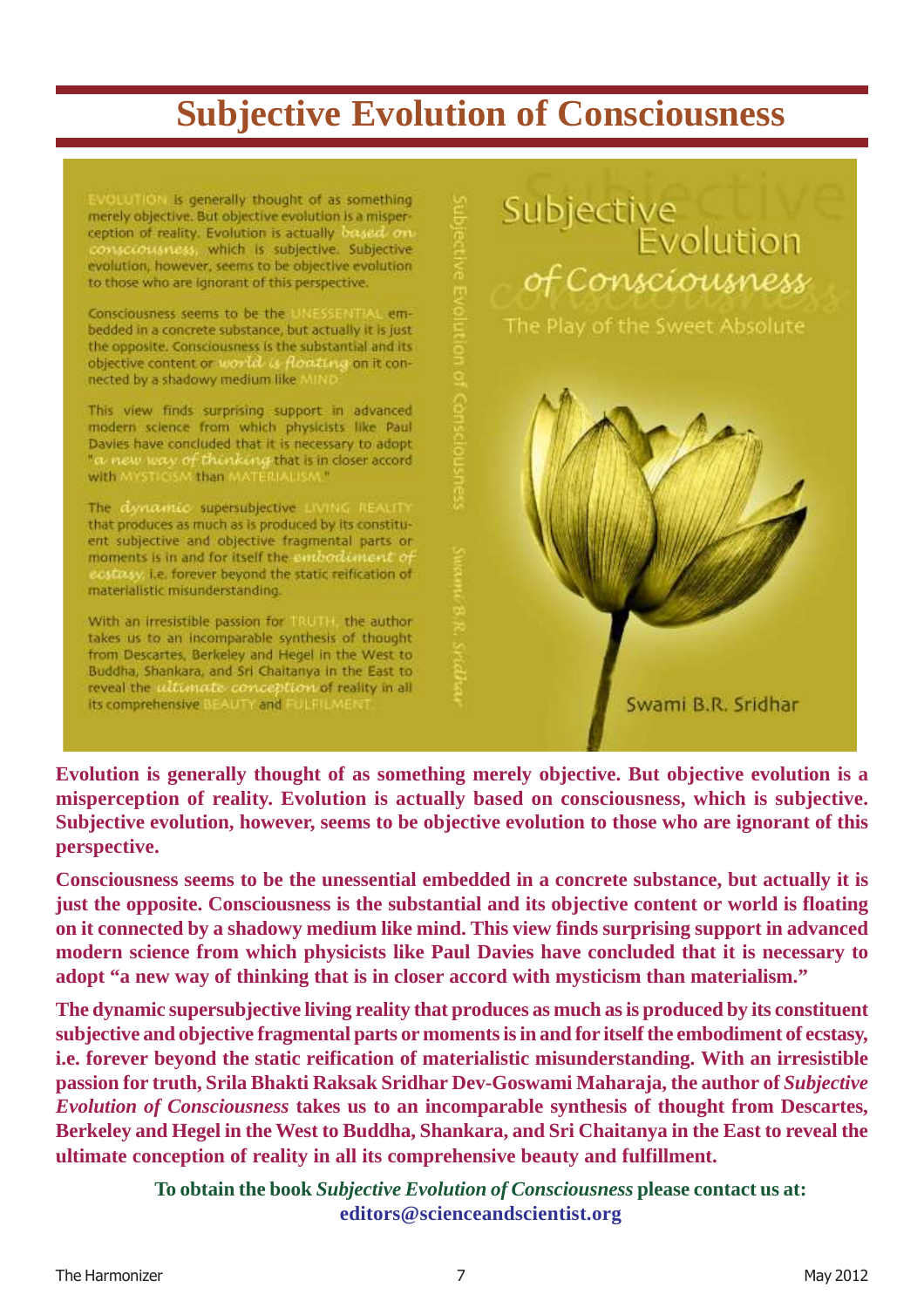# Subjective Evolution of Consciousness

**Evolution is generally thought of as something merely objective. But objective evolution is a misperception of reality. Evolution is actually based on consciousness, which is subjective. Subjective evolution, however, seems to be objective evolution to those who are ignorant of this perspective.**

**Consciousness seems to be the unessential embedded in a concrete substance, but actually it is just the opposite. Consciousness is the substantial and its objective content or world is floating on it connected by a shadowy medium like mind. This view finds surprising support in advanced modern science from which physicists like Paul Davies have concluded that it is necessary to adopt "a new way of thinking that is in closer accord with mysticism than materialism."**

**The dynamic supersubjective living reality that produces as much as is produced by its constituent subjective and objective fragmental parts or moments is in and for itself the embodiment of ecstasy, i.e. forever beyond the static reification of materialistic misunderstanding. With an irresistible passion for truth, Srila Bhakti Raksak Sridhar Dev-Goswami Maharaja, the author of *Subjective Evolution of Consciousness* takes us to an incomparable synthesis of thought from Descartes, Berkeley and Hegel in the West to Buddha, Shankara, and Sri Chaitanya in the East to reveal the ultimate conception of reality in all its comprehensive beauty and fulfillment.**

**To obtain the book *Subjective Evolution of Consciousness* please contact us at: editors@scienceandscientist.org**